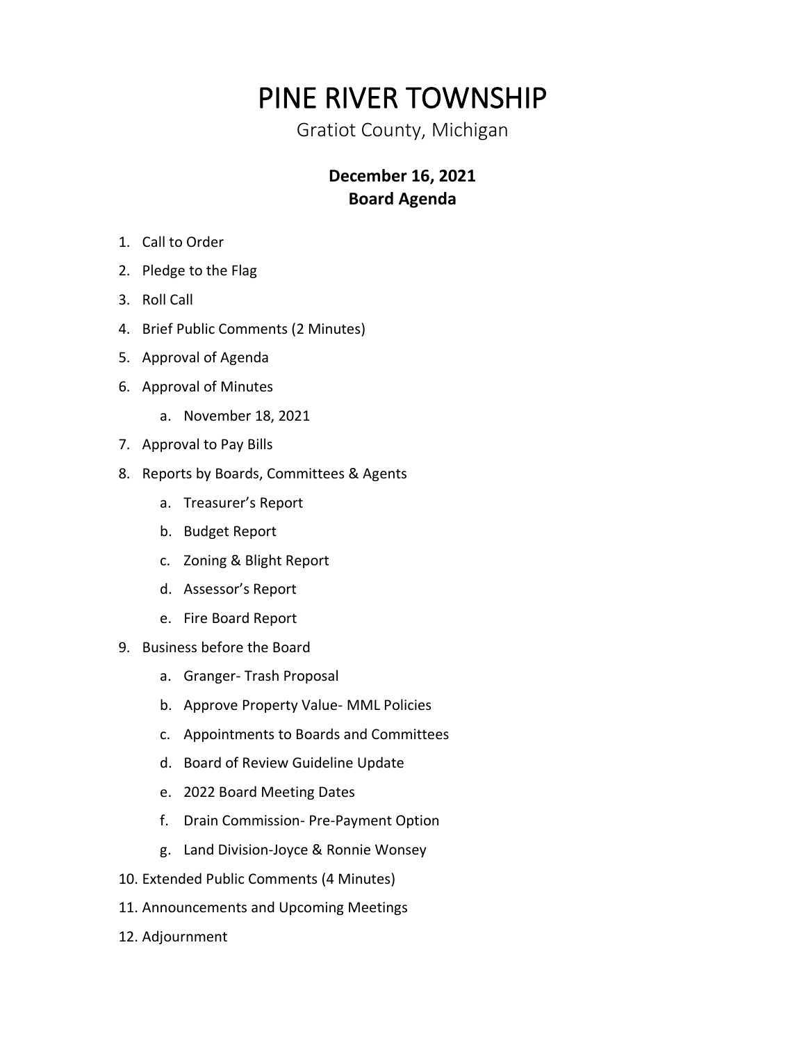# PINE RIVER TOWNSHIP

Gratiot County, Michigan

**December 16, 2021**
**Board Agenda**

1. Call to Order
2. Pledge to the Flag
3. Roll Call
4. Brief Public Comments (2 Minutes)
5. Approval of Agenda
6. Approval of Minutes
    a. November 18, 2021
7. Approval to Pay Bills
8. Reports by Boards, Committees & Agents
    a. Treasurer's Report
    b. Budget Report
    c. Zoning & Blight Report
    d. Assessor's Report
    e. Fire Board Report
9. Business before the Board
    a. Granger- Trash Proposal
    b. Approve Property Value- MML Policies
    c. Appointments to Boards and Committees
    d. Board of Review Guideline Update
    e. 2022 Board Meeting Dates
    f. Drain Commission- Pre-Payment Option
    g. Land Division-Joyce & Ronnie Wonsey
10. Extended Public Comments (4 Minutes)
11. Announcements and Upcoming Meetings
12. Adjournment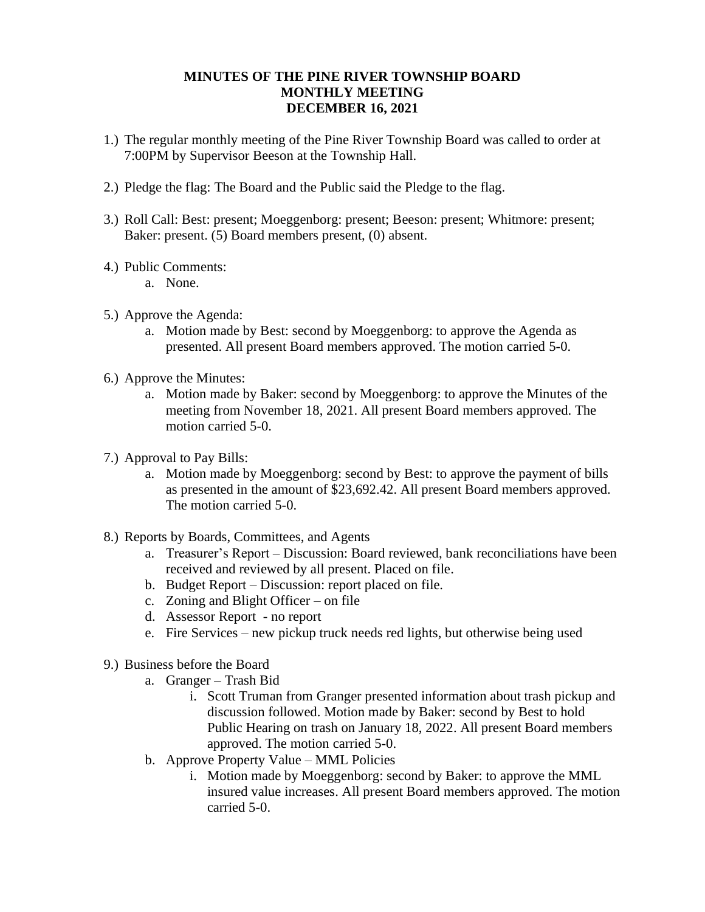# MINUTES OF THE PINE RIVER TOWNSHIP BOARD MONTHLY MEETING DECEMBER 16, 2021

1.) The regular monthly meeting of the Pine River Township Board was called to order at 7:00PM by Supervisor Beeson at the Township Hall.

2.) Pledge the flag: The Board and the Public said the Pledge to the flag.

3.) Roll Call: Best: present; Moeggenborg: present; Beeson: present; Whitmore: present; Baker: present. (5) Board members present, (0) absent.

4.) Public Comments:
   a. None.

5.) Approve the Agenda:
   a. Motion made by Best: second by Moeggenborg: to approve the Agenda as presented. All present Board members approved. The motion carried 5-0.

6.) Approve the Minutes:
   a. Motion made by Baker: second by Moeggenborg: to approve the Minutes of the meeting from November 18, 2021. All present Board members approved. The motion carried 5-0.

7.) Approval to Pay Bills:
   a. Motion made by Moeggenborg: second by Best: to approve the payment of bills as presented in the amount of $23,692.42. All present Board members approved. The motion carried 5-0.

8.) Reports by Boards, Committees, and Agents
   a. Treasurer's Report – Discussion: Board reviewed, bank reconciliations have been received and reviewed by all present. Placed on file.
   b. Budget Report – Discussion: report placed on file.
   c. Zoning and Blight Officer – on file
   d. Assessor Report - no report
   e. Fire Services – new pickup truck needs red lights, but otherwise being used

9.) Business before the Board
   a. Granger – Trash Bid
      i. Scott Truman from Granger presented information about trash pickup and discussion followed. Motion made by Baker: second by Best to hold Public Hearing on trash on January 18, 2022. All present Board members approved. The motion carried 5-0.
   b. Approve Property Value – MML Policies
      i. Motion made by Moeggenborg: second by Baker: to approve the MML insured value increases. All present Board members approved. The motion carried 5-0.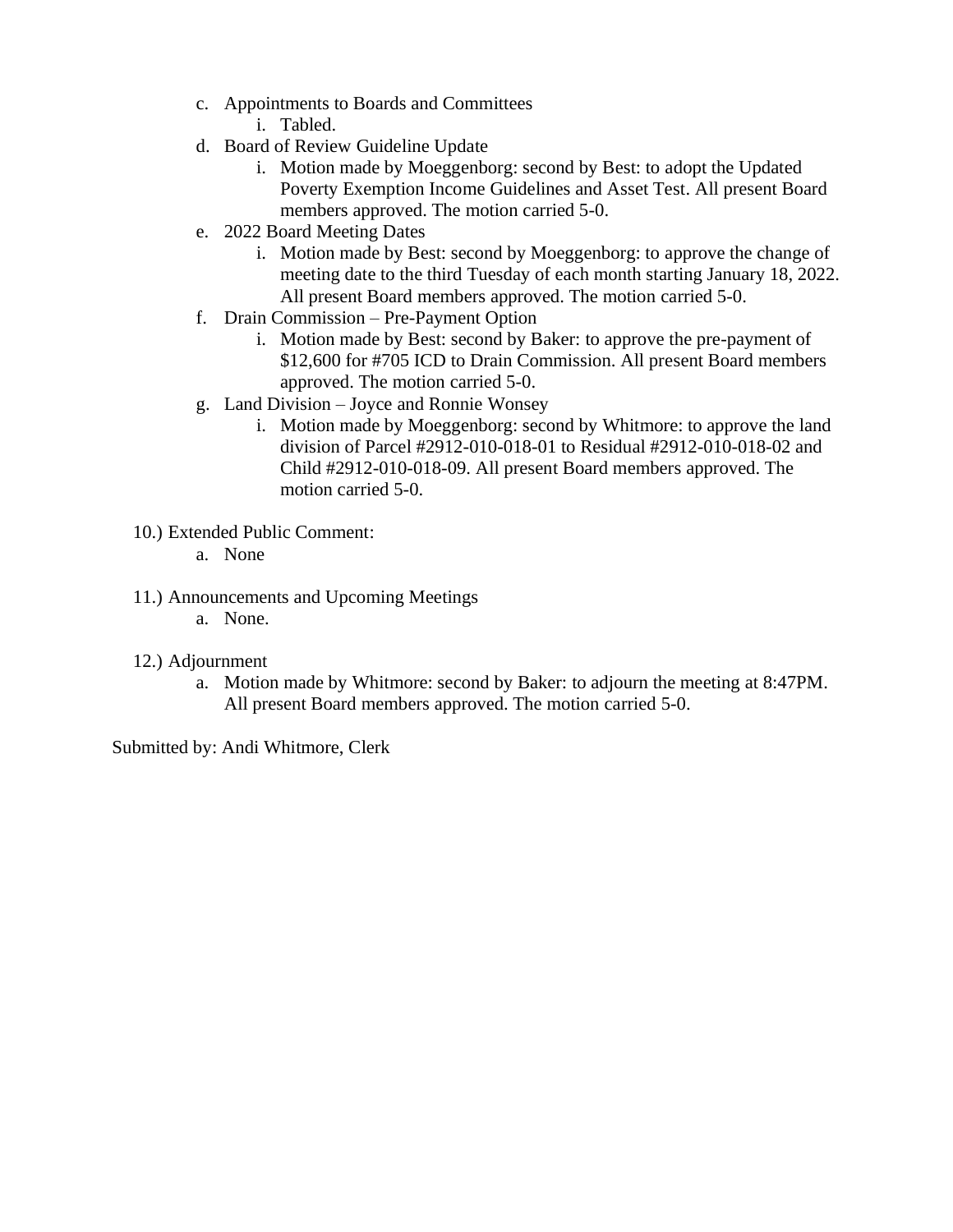c. Appointments to Boards and Committees
    i. Tabled.
d. Board of Review Guideline Update
    i. Motion made by Moeggenborg: second by Best: to adopt the Updated Poverty Exemption Income Guidelines and Asset Test. All present Board members approved. The motion carried 5-0.
e. 2022 Board Meeting Dates
    i. Motion made by Best: second by Moeggenborg: to approve the change of meeting date to the third Tuesday of each month starting January 18, 2022. All present Board members approved. The motion carried 5-0.
f. Drain Commission – Pre-Payment Option
    i. Motion made by Best: second by Baker: to approve the pre-payment of $12,600 for #705 ICD to Drain Commission. All present Board members approved. The motion carried 5-0.
g. Land Division – Joyce and Ronnie Wonsey
    i. Motion made by Moeggenborg: second by Whitmore: to approve the land division of Parcel #2912-010-018-01 to Residual #2912-010-018-02 and Child #2912-010-018-09. All present Board members approved. The motion carried 5-0.

10.) Extended Public Comment:
    a. None

11.) Announcements and Upcoming Meetings
    a. None.

12.) Adjournment
    a. Motion made by Whitmore: second by Baker: to adjourn the meeting at 8:47PM. All present Board members approved. The motion carried 5-0.

Submitted by: Andi Whitmore, Clerk